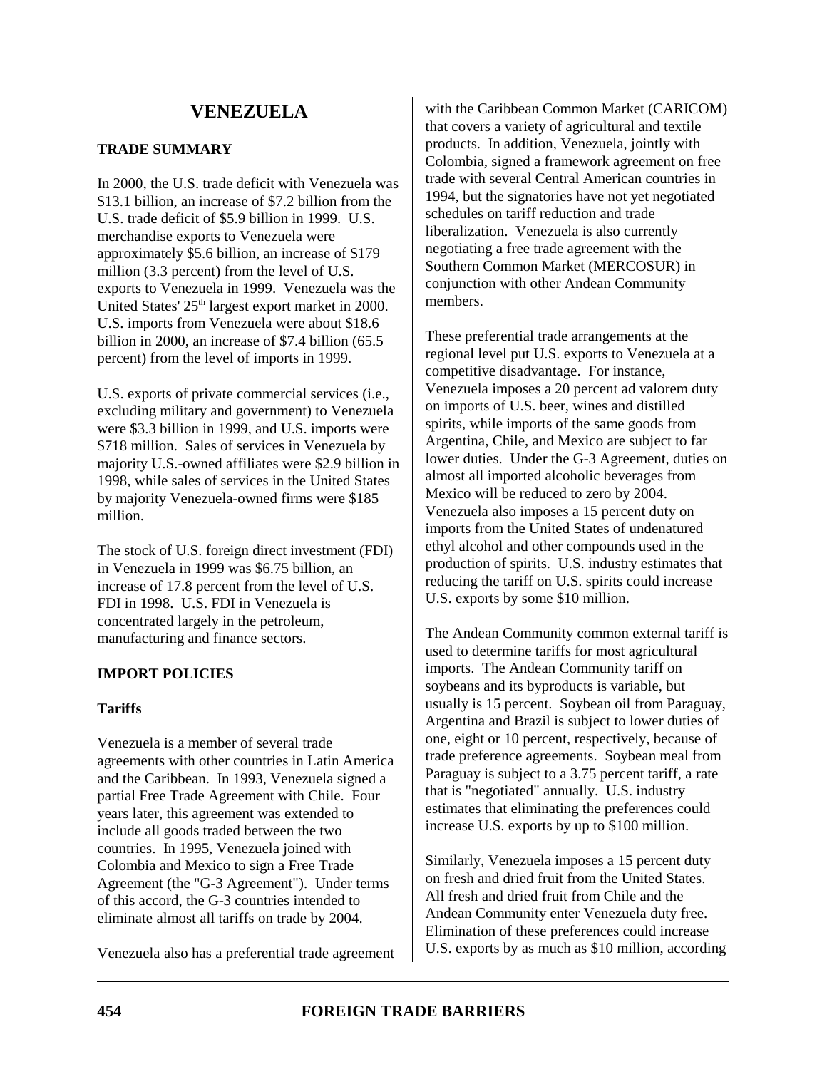# VENEZUELA

## TRADE SUMMARY

In 2000, the U.S. trade deficit with Venezuela was \$13.1 billion, an increase of \$7.2 billion from the U.S. trade deficit of \$5.9 billion in 1999. U.S. merchandise exports to Venezuela were approximately \$5.6 billion, an increase of \$179 million (3.3 percent) from the level of U.S. exports to Venezuela in 1999. Venezuela was the United States' 25th largest export market in 2000. U.S. imports from Venezuela were about \$18.6 billion in 2000, an increase of \$7.4 billion (65.5 percent) from the level of imports in 1999.

U.S. exports of private commercial services (i.e., excluding military and government) to Venezuela were \$3.3 billion in 1999, and U.S. imports were \$718 million. Sales of services in Venezuela by majority U.S.-owned affiliates were \$2.9 billion in 1998, while sales of services in the United States by majority Venezuela-owned firms were \$185 million.

The stock of U.S. foreign direct investment (FDI) in Venezuela in 1999 was \$6.75 billion, an increase of 17.8 percent from the level of U.S. FDI in 1998. U.S. FDI in Venezuela is concentrated largely in the petroleum, manufacturing and finance sectors.

## IMPORT POLICIES

### Tariffs

Venezuela is a member of several trade agreements with other countries in Latin America and the Caribbean. In 1993, Venezuela signed a partial Free Trade Agreement with Chile. Four years later, this agreement was extended to include all goods traded between the two countries. In 1995, Venezuela joined with Colombia and Mexico to sign a Free Trade Agreement (the "G-3 Agreement"). Under terms of this accord, the G-3 countries intended to eliminate almost all tariffs on trade by 2004.

Venezuela also has a preferential trade agreement with the Caribbean Common Market (CARICOM) that covers a variety of agricultural and textile products. In addition, Venezuela, jointly with Colombia, signed a framework agreement on free trade with several Central American countries in 1994, but the signatories have not yet negotiated schedules on tariff reduction and trade liberalization. Venezuela is also currently negotiating a free trade agreement with the Southern Common Market (MERCOSUR) in conjunction with other Andean Community members.

These preferential trade arrangements at the regional level put U.S. exports to Venezuela at a competitive disadvantage. For instance, Venezuela imposes a 20 percent ad valorem duty on imports of U.S. beer, wines and distilled spirits, while imports of the same goods from Argentina, Chile, and Mexico are subject to far lower duties. Under the G-3 Agreement, duties on almost all imported alcoholic beverages from Mexico will be reduced to zero by 2004. Venezuela also imposes a 15 percent duty on imports from the United States of undenatured ethyl alcohol and other compounds used in the production of spirits. U.S. industry estimates that reducing the tariff on U.S. spirits could increase U.S. exports by some \$10 million.

The Andean Community common external tariff is used to determine tariffs for most agricultural imports. The Andean Community tariff on soybeans and its byproducts is variable, but usually is 15 percent. Soybean oil from Paraguay, Argentina and Brazil is subject to lower duties of one, eight or 10 percent, respectively, because of trade preference agreements. Soybean meal from Paraguay is subject to a 3.75 percent tariff, a rate that is "negotiated" annually. U.S. industry estimates that eliminating the preferences could increase U.S. exports by up to \$100 million.

Similarly, Venezuela imposes a 15 percent duty on fresh and dried fruit from the United States. All fresh and dried fruit from Chile and the Andean Community enter Venezuela duty free. Elimination of these preferences could increase U.S. exports by as much as \$10 million, according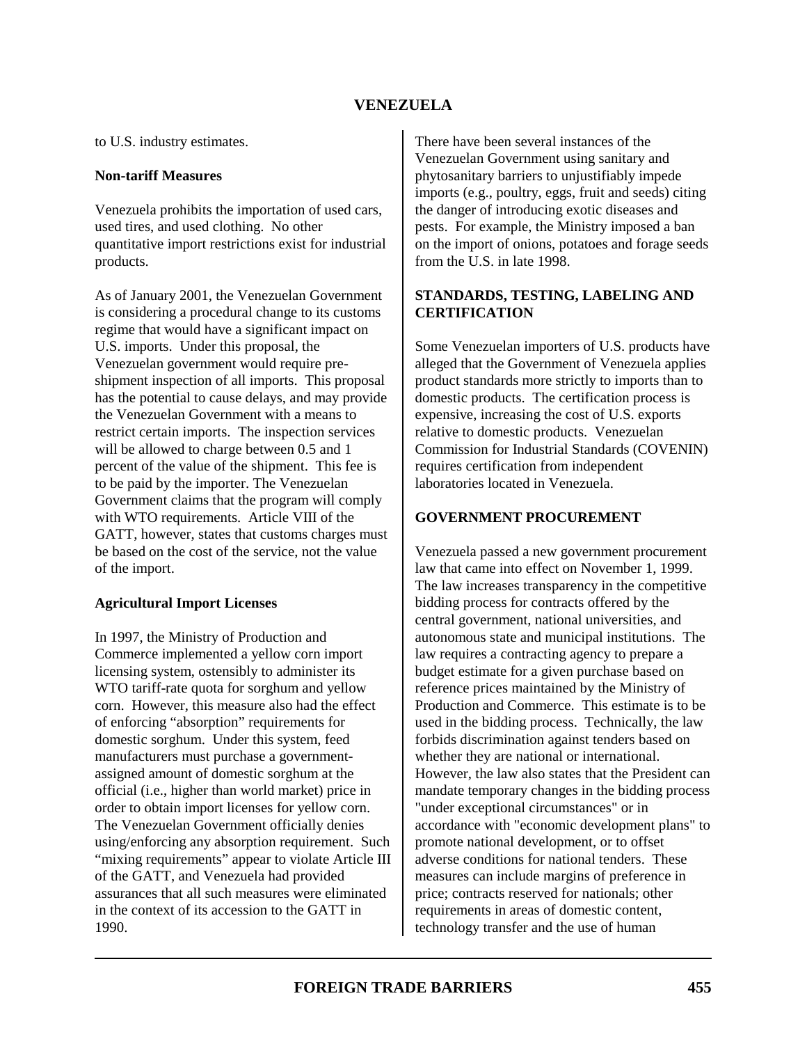to U.S. industry estimates.

**Non-tariff Measures**

Venezuela prohibits the importation of used cars, used tires, and used clothing. No other quantitative import restrictions exist for industrial products.

As of January 2001, the Venezuelan Government is considering a procedural change to its customs regime that would have a significant impact on U.S. imports. Under this proposal, the Venezuelan government would require pre-shipment inspection of all imports. This proposal has the potential to cause delays, and may provide the Venezuelan Government with a means to restrict certain imports. The inspection services will be allowed to charge between 0.5 and 1 percent of the value of the shipment. This fee is to be paid by the importer. The Venezuelan Government claims that the program will comply with WTO requirements. Article VIII of the GATT, however, states that customs charges must be based on the cost of the service, not the value of the import.

**Agricultural Import Licenses**

In 1997, the Ministry of Production and Commerce implemented a yellow corn import licensing system, ostensibly to administer its WTO tariff-rate quota for sorghum and yellow corn. However, this measure also had the effect of enforcing "absorption" requirements for domestic sorghum. Under this system, feed manufacturers must purchase a government-assigned amount of domestic sorghum at the official (i.e., higher than world market) price in order to obtain import licenses for yellow corn. The Venezuelan Government officially denies using/enforcing any absorption requirement. Such "mixing requirements" appear to violate Article III of the GATT, and Venezuela had provided assurances that all such measures were eliminated in the context of its accession to the GATT in 1990.

There have been several instances of the Venezuelan Government using sanitary and phytosanitary barriers to unjustifiably impede imports (e.g., poultry, eggs, fruit and seeds) citing the danger of introducing exotic diseases and pests. For example, the Ministry imposed a ban on the import of onions, potatoes and forage seeds from the U.S. in late 1998.

## STANDARDS, TESTING, LABELING AND CERTIFICATION

Some Venezuelan importers of U.S. products have alleged that the Government of Venezuela applies product standards more strictly to imports than to domestic products. The certification process is expensive, increasing the cost of U.S. exports relative to domestic products. Venezuelan Commission for Industrial Standards (COVENIN) requires certification from independent laboratories located in Venezuela.

## GOVERNMENT PROCUREMENT

Venezuela passed a new government procurement law that came into effect on November 1, 1999. The law increases transparency in the competitive bidding process for contracts offered by the central government, national universities, and autonomous state and municipal institutions. The law requires a contracting agency to prepare a budget estimate for a given purchase based on reference prices maintained by the Ministry of Production and Commerce. This estimate is to be used in the bidding process. Technically, the law forbids discrimination against tenders based on whether they are national or international. However, the law also states that the President can mandate temporary changes in the bidding process "under exceptional circumstances" or in accordance with "economic development plans" to promote national development, or to offset adverse conditions for national tenders. These measures can include margins of preference in price; contracts reserved for nationals; other requirements in areas of domestic content, technology transfer and the use of human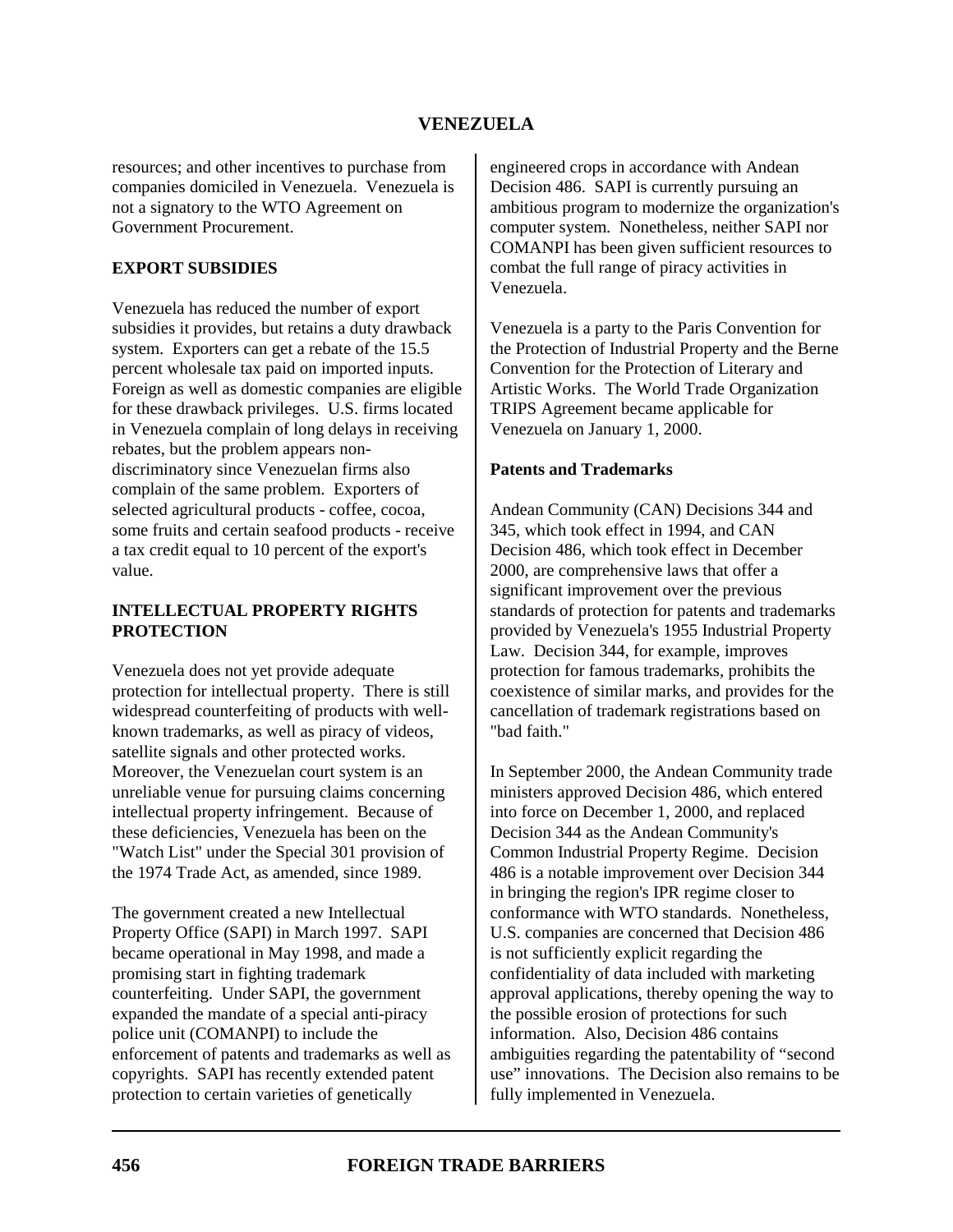resources; and other incentives to purchase from companies domiciled in Venezuela. Venezuela is not a signatory to the WTO Agreement on Government Procurement.

## EXPORT SUBSIDIES

Venezuela has reduced the number of export subsidies it provides, but retains a duty drawback system. Exporters can get a rebate of the 15.5 percent wholesale tax paid on imported inputs. Foreign as well as domestic companies are eligible for these drawback privileges. U.S. firms located in Venezuela complain of long delays in receiving rebates, but the problem appears non-discriminatory since Venezuelan firms also complain of the same problem. Exporters of selected agricultural products - coffee, cocoa, some fruits and certain seafood products - receive a tax credit equal to 10 percent of the export's value.

## INTELLECTUAL PROPERTY RIGHTS PROTECTION

Venezuela does not yet provide adequate protection for intellectual property. There is still widespread counterfeiting of products with well-known trademarks, as well as piracy of videos, satellite signals and other protected works. Moreover, the Venezuelan court system is an unreliable venue for pursuing claims concerning intellectual property infringement. Because of these deficiencies, Venezuela has been on the "Watch List" under the Special 301 provision of the 1974 Trade Act, as amended, since 1989.

The government created a new Intellectual Property Office (SAPI) in March 1997. SAPI became operational in May 1998, and made a promising start in fighting trademark counterfeiting. Under SAPI, the government expanded the mandate of a special anti-piracy police unit (COMANPI) to include the enforcement of patents and trademarks as well as copyrights. SAPI has recently extended patent protection to certain varieties of genetically engineered crops in accordance with Andean Decision 486. SAPI is currently pursuing an ambitious program to modernize the organization's computer system. Nonetheless, neither SAPI nor COMANPI has been given sufficient resources to combat the full range of piracy activities in Venezuela.

Venezuela is a party to the Paris Convention for the Protection of Industrial Property and the Berne Convention for the Protection of Literary and Artistic Works. The World Trade Organization TRIPS Agreement became applicable for Venezuela on January 1, 2000.

### Patents and Trademarks

Andean Community (CAN) Decisions 344 and 345, which took effect in 1994, and CAN Decision 486, which took effect in December 2000, are comprehensive laws that offer a significant improvement over the previous standards of protection for patents and trademarks provided by Venezuela's 1955 Industrial Property Law. Decision 344, for example, improves protection for famous trademarks, prohibits the coexistence of similar marks, and provides for the cancellation of trademark registrations based on "bad faith."

In September 2000, the Andean Community trade ministers approved Decision 486, which entered into force on December 1, 2000, and replaced Decision 344 as the Andean Community's Common Industrial Property Regime. Decision 486 is a notable improvement over Decision 344 in bringing the region's IPR regime closer to conformance with WTO standards. Nonetheless, U.S. companies are concerned that Decision 486 is not sufficiently explicit regarding the confidentiality of data included with marketing approval applications, thereby opening the way to the possible erosion of protections for such information. Also, Decision 486 contains ambiguities regarding the patentability of "second use" innovations. The Decision also remains to be fully implemented in Venezuela.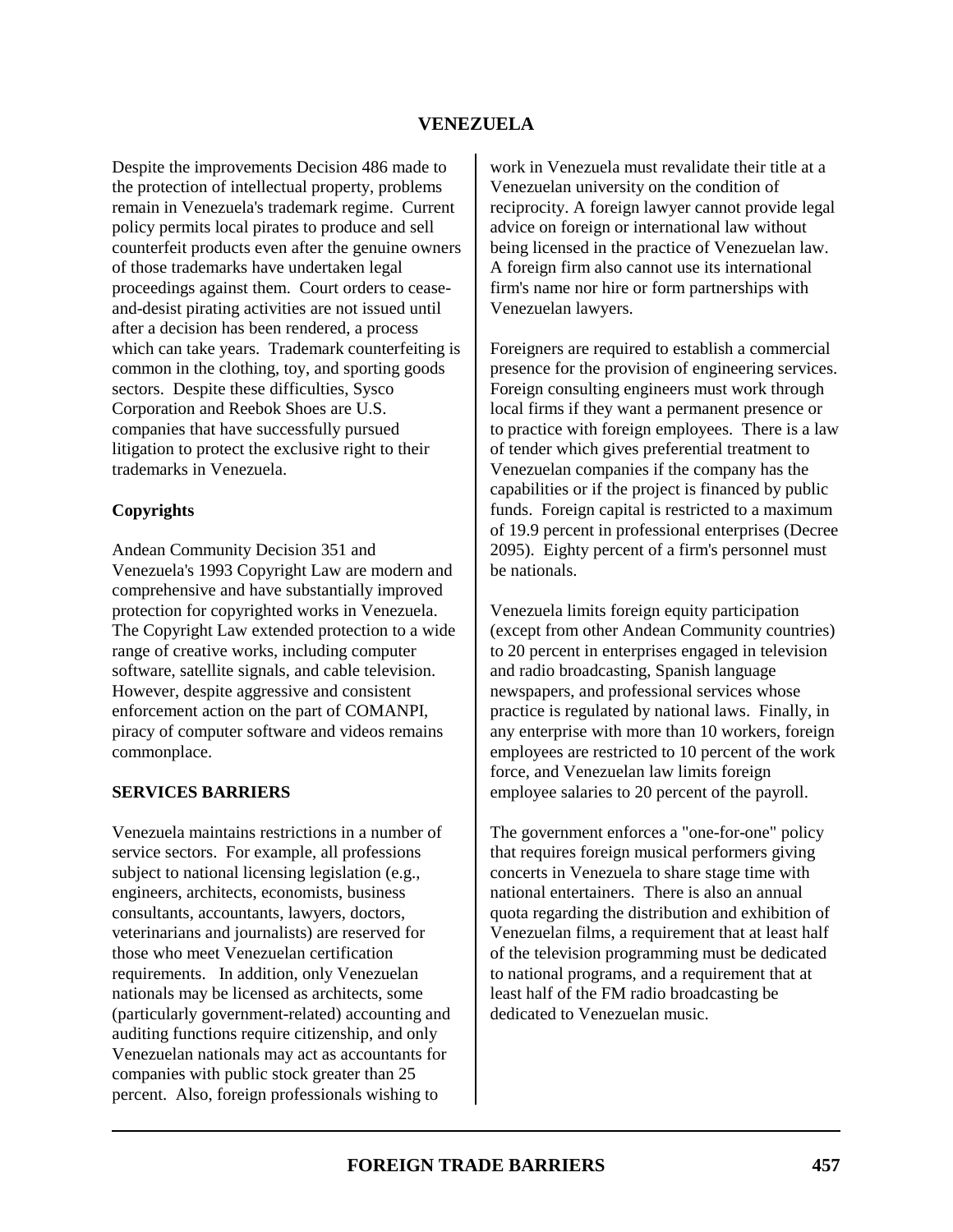Despite the improvements Decision 486 made to the protection of intellectual property, problems remain in Venezuela's trademark regime. Current policy permits local pirates to produce and sell counterfeit products even after the genuine owners of those trademarks have undertaken legal proceedings against them. Court orders to cease-and-desist pirating activities are not issued until after a decision has been rendered, a process which can take years. Trademark counterfeiting is common in the clothing, toy, and sporting goods sectors. Despite these difficulties, Sysco Corporation and Reebok Shoes are U.S. companies that have successfully pursued litigation to protect the exclusive right to their trademarks in Venezuela.

**Copyrights**

Andean Community Decision 351 and Venezuela's 1993 Copyright Law are modern and comprehensive and have substantially improved protection for copyrighted works in Venezuela. The Copyright Law extended protection to a wide range of creative works, including computer software, satellite signals, and cable television. However, despite aggressive and consistent enforcement action on the part of COMANPI, piracy of computer software and videos remains commonplace.

## SERVICES BARRIERS

Venezuela maintains restrictions in a number of service sectors. For example, all professions subject to national licensing legislation (e.g., engineers, architects, economists, business consultants, accountants, lawyers, doctors, veterinarians and journalists) are reserved for those who meet Venezuelan certification requirements. In addition, only Venezuelan nationals may be licensed as architects, some (particularly government-related) accounting and auditing functions require citizenship, and only Venezuelan nationals may act as accountants for companies with public stock greater than 25 percent. Also, foreign professionals wishing to work in Venezuela must revalidate their title at a Venezuelan university on the condition of reciprocity. A foreign lawyer cannot provide legal advice on foreign or international law without being licensed in the practice of Venezuelan law. A foreign firm also cannot use its international firm's name nor hire or form partnerships with Venezuelan lawyers.

Foreigners are required to establish a commercial presence for the provision of engineering services. Foreign consulting engineers must work through local firms if they want a permanent presence or to practice with foreign employees. There is a law of tender which gives preferential treatment to Venezuelan companies if the company has the capabilities or if the project is financed by public funds. Foreign capital is restricted to a maximum of 19.9 percent in professional enterprises (Decree 2095). Eighty percent of a firm's personnel must be nationals.

Venezuela limits foreign equity participation (except from other Andean Community countries) to 20 percent in enterprises engaged in television and radio broadcasting, Spanish language newspapers, and professional services whose practice is regulated by national laws. Finally, in any enterprise with more than 10 workers, foreign employees are restricted to 10 percent of the work force, and Venezuelan law limits foreign employee salaries to 20 percent of the payroll.

The government enforces a "one-for-one" policy that requires foreign musical performers giving concerts in Venezuela to share stage time with national entertainers. There is also an annual quota regarding the distribution and exhibition of Venezuelan films, a requirement that at least half of the television programming must be dedicated to national programs, and a requirement that at least half of the FM radio broadcasting be dedicated to Venezuelan music.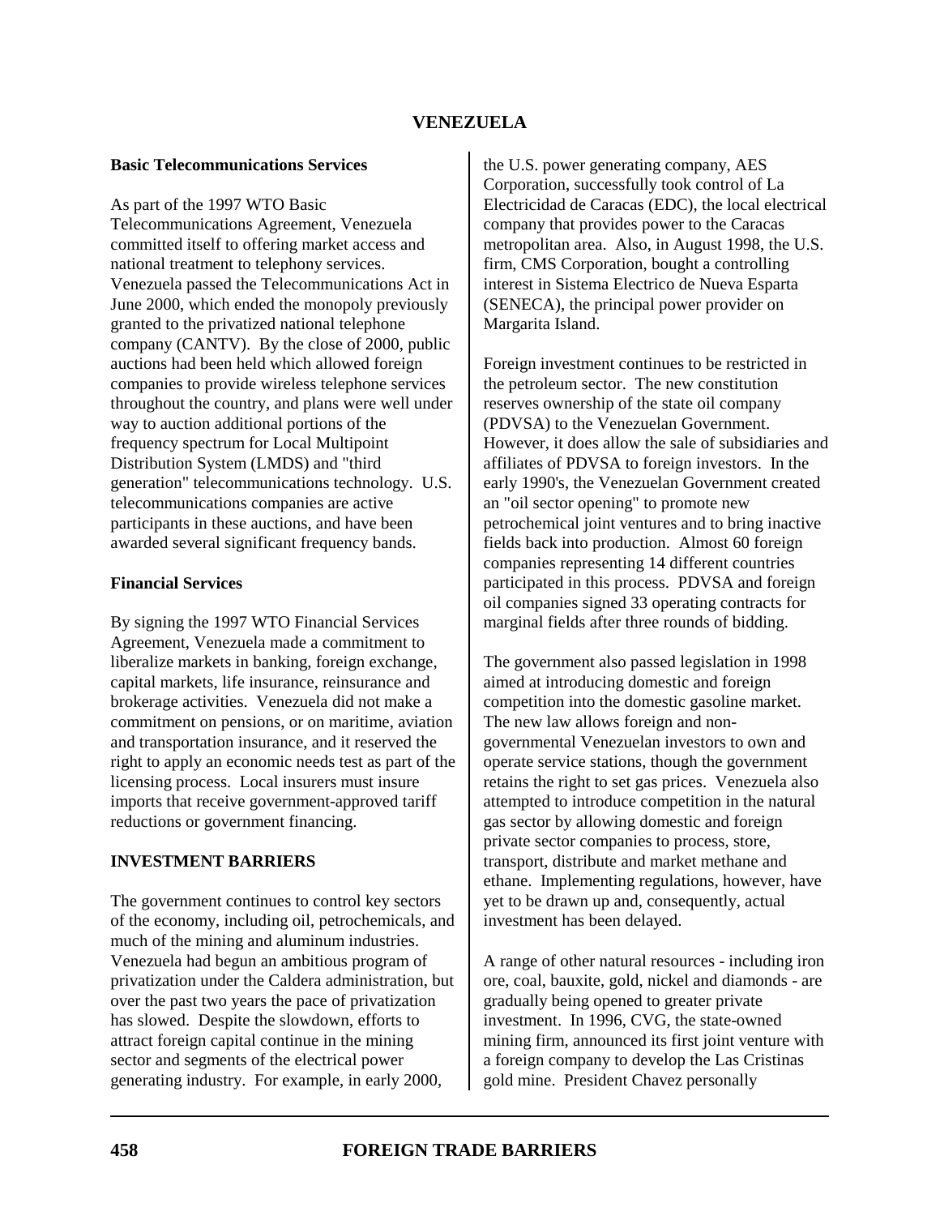### Basic Telecommunications Services

As part of the 1997 WTO Basic Telecommunications Agreement, Venezuela committed itself to offering market access and national treatment to telephony services. Venezuela passed the Telecommunications Act in June 2000, which ended the monopoly previously granted to the privatized national telephone company (CANTV). By the close of 2000, public auctions had been held which allowed foreign companies to provide wireless telephone services throughout the country, and plans were well under way to auction additional portions of the frequency spectrum for Local Multipoint Distribution System (LMDS) and "third generation" telecommunications technology. U.S. telecommunications companies are active participants in these auctions, and have been awarded several significant frequency bands.

### Financial Services

By signing the 1997 WTO Financial Services Agreement, Venezuela made a commitment to liberalize markets in banking, foreign exchange, capital markets, life insurance, reinsurance and brokerage activities. Venezuela did not make a commitment on pensions, or on maritime, aviation and transportation insurance, and it reserved the right to apply an economic needs test as part of the licensing process. Local insurers must insure imports that receive government-approved tariff reductions or government financing.

## INVESTMENT BARRIERS

The government continues to control key sectors of the economy, including oil, petrochemicals, and much of the mining and aluminum industries. Venezuela had begun an ambitious program of privatization under the Caldera administration, but over the past two years the pace of privatization has slowed. Despite the slowdown, efforts to attract foreign capital continue in the mining sector and segments of the electrical power generating industry. For example, in early 2000, the U.S. power generating company, AES Corporation, successfully took control of La Electricidad de Caracas (EDC), the local electrical company that provides power to the Caracas metropolitan area. Also, in August 1998, the U.S. firm, CMS Corporation, bought a controlling interest in Sistema Electrico de Nueva Esparta (SENECA), the principal power provider on Margarita Island.

Foreign investment continues to be restricted in the petroleum sector. The new constitution reserves ownership of the state oil company (PDVSA) to the Venezuelan Government. However, it does allow the sale of subsidiaries and affiliates of PDVSA to foreign investors. In the early 1990's, the Venezuelan Government created an "oil sector opening" to promote new petrochemical joint ventures and to bring inactive fields back into production. Almost 60 foreign companies representing 14 different countries participated in this process. PDVSA and foreign oil companies signed 33 operating contracts for marginal fields after three rounds of bidding.

The government also passed legislation in 1998 aimed at introducing domestic and foreign competition into the domestic gasoline market. The new law allows foreign and non-governmental Venezuelan investors to own and operate service stations, though the government retains the right to set gas prices. Venezuela also attempted to introduce competition in the natural gas sector by allowing domestic and foreign private sector companies to process, store, transport, distribute and market methane and ethane. Implementing regulations, however, have yet to be drawn up and, consequently, actual investment has been delayed.

A range of other natural resources - including iron ore, coal, bauxite, gold, nickel and diamonds - are gradually being opened to greater private investment. In 1996, CVG, the state-owned mining firm, announced its first joint venture with a foreign company to develop the Las Cristinas gold mine. President Chavez personally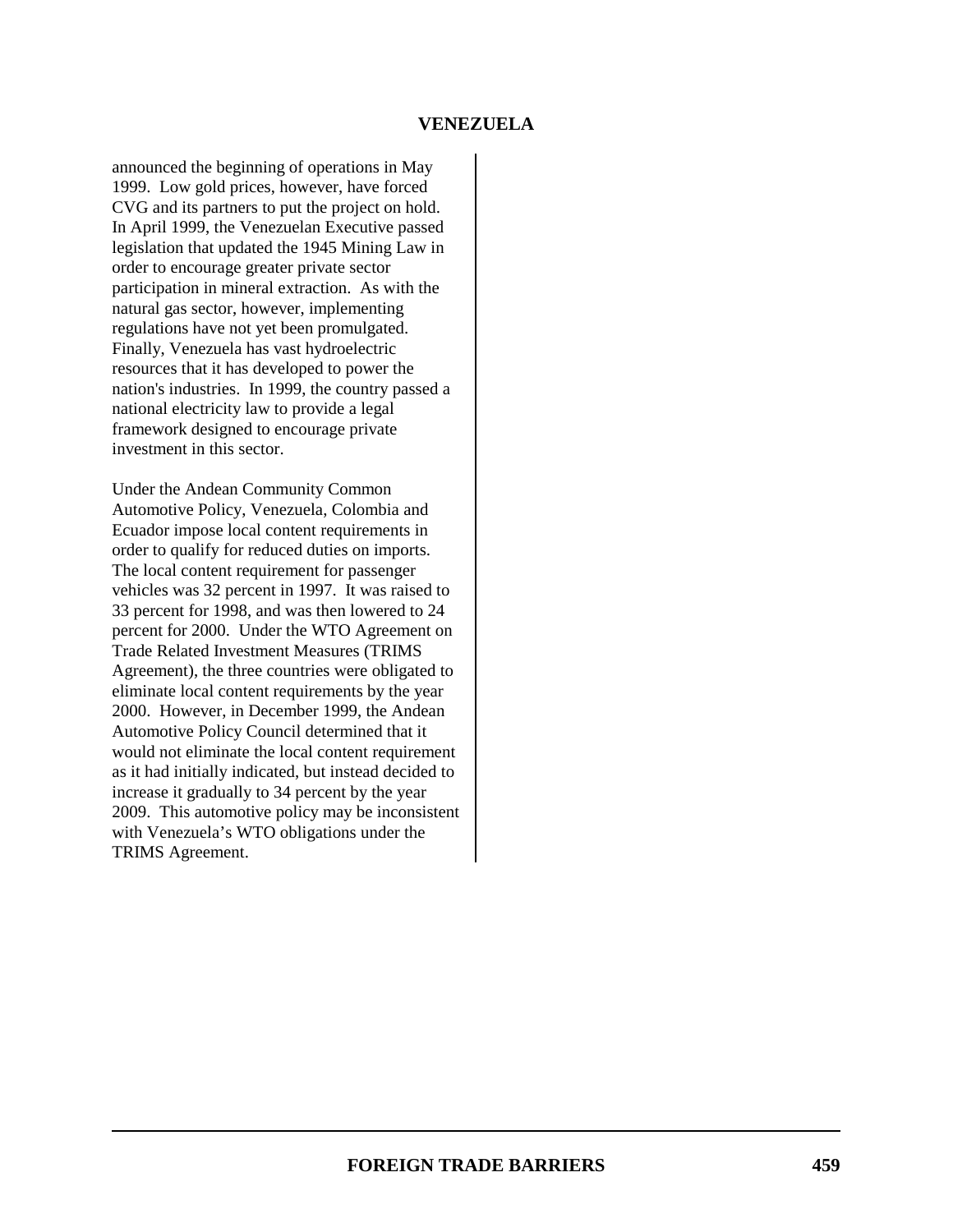announced the beginning of operations in May 1999. Low gold prices, however, have forced CVG and its partners to put the project on hold. In April 1999, the Venezuelan Executive passed legislation that updated the 1945 Mining Law in order to encourage greater private sector participation in mineral extraction. As with the natural gas sector, however, implementing regulations have not yet been promulgated. Finally, Venezuela has vast hydroelectric resources that it has developed to power the nation's industries. In 1999, the country passed a national electricity law to provide a legal framework designed to encourage private investment in this sector.

Under the Andean Community Common Automotive Policy, Venezuela, Colombia and Ecuador impose local content requirements in order to qualify for reduced duties on imports. The local content requirement for passenger vehicles was 32 percent in 1997. It was raised to 33 percent for 1998, and was then lowered to 24 percent for 2000. Under the WTO Agreement on Trade Related Investment Measures (TRIMS Agreement), the three countries were obligated to eliminate local content requirements by the year 2000. However, in December 1999, the Andean Automotive Policy Council determined that it would not eliminate the local content requirement as it had initially indicated, but instead decided to increase it gradually to 34 percent by the year 2009. This automotive policy may be inconsistent with Venezuela's WTO obligations under the TRIMS Agreement.